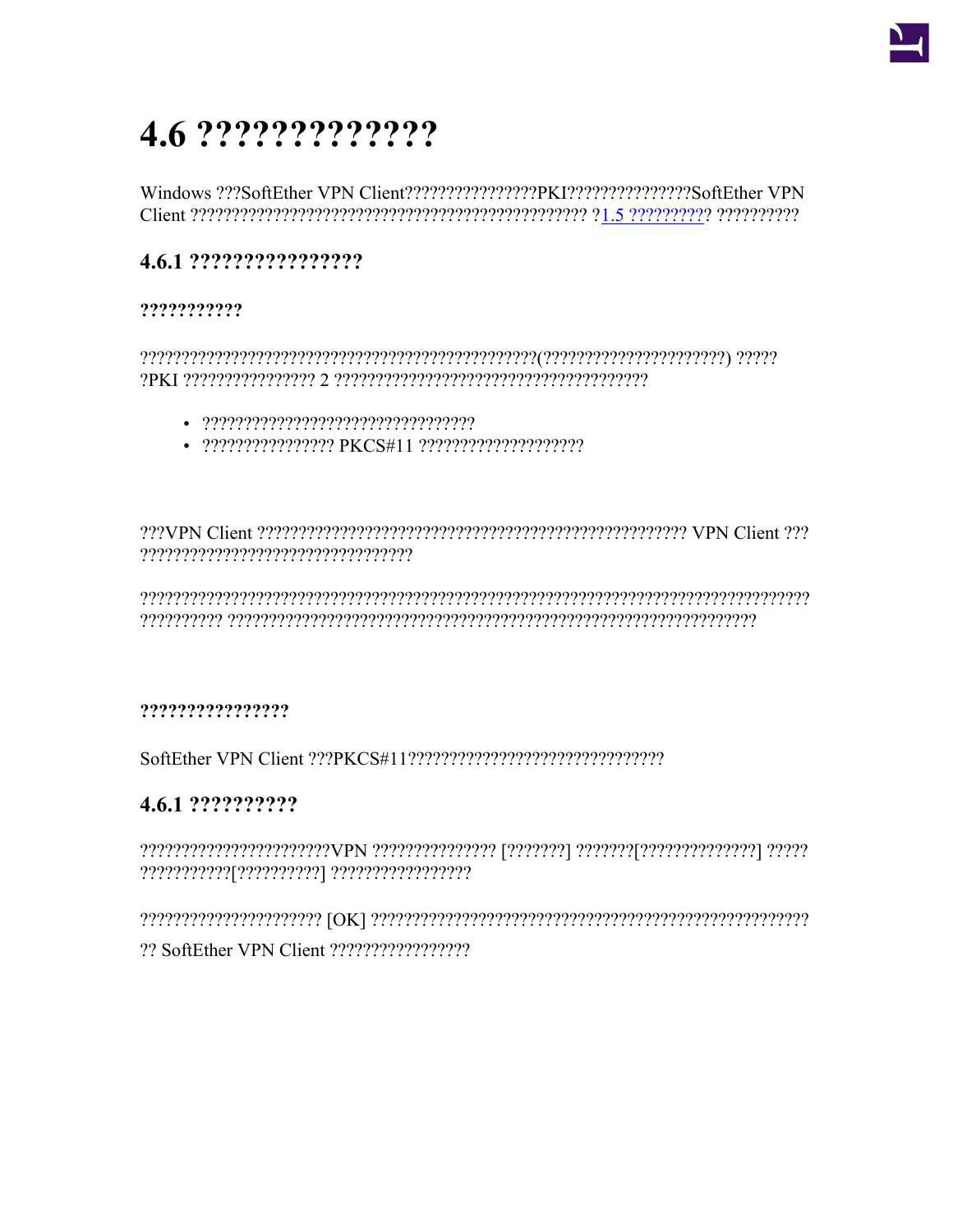# 4.6 ?????????????

Windows ???SoftEther VPN Client???????????????PKI??????????????SoftEther VPN Client ??????????????????????????????????????????????? ?1.5 ?????????? ??????????

## 4.6.1 ???????????????

### ??????????

?????????????????????????????????????????????(?????????????????????) ?????
?PKI ???????????????? 2 ?????????????????????????????????????

- ?????????????????????????????????
- ???????????????? PKCS#11 ????????????????????

???VPN Client ???????????????????????????????????????????????????? VPN Client ???
?????????????????????????????????

??????????????????????????????????????????????????????????????????????????????????
?????????? ?????????????????????????????????????????????????????????????????

### ???????????????

SoftEther VPN Client ???PKCS#11??????????????????????????????

## 4.6.1 ?????????

???????????????????????VPN ??????????????? [???????] ???????[??????????????] ?????
???????????[??????????] ?????????????????

?????????????????????? [OK] ?????????????????????????????????????????????????????
?? SoftEther VPN Client ?????????????????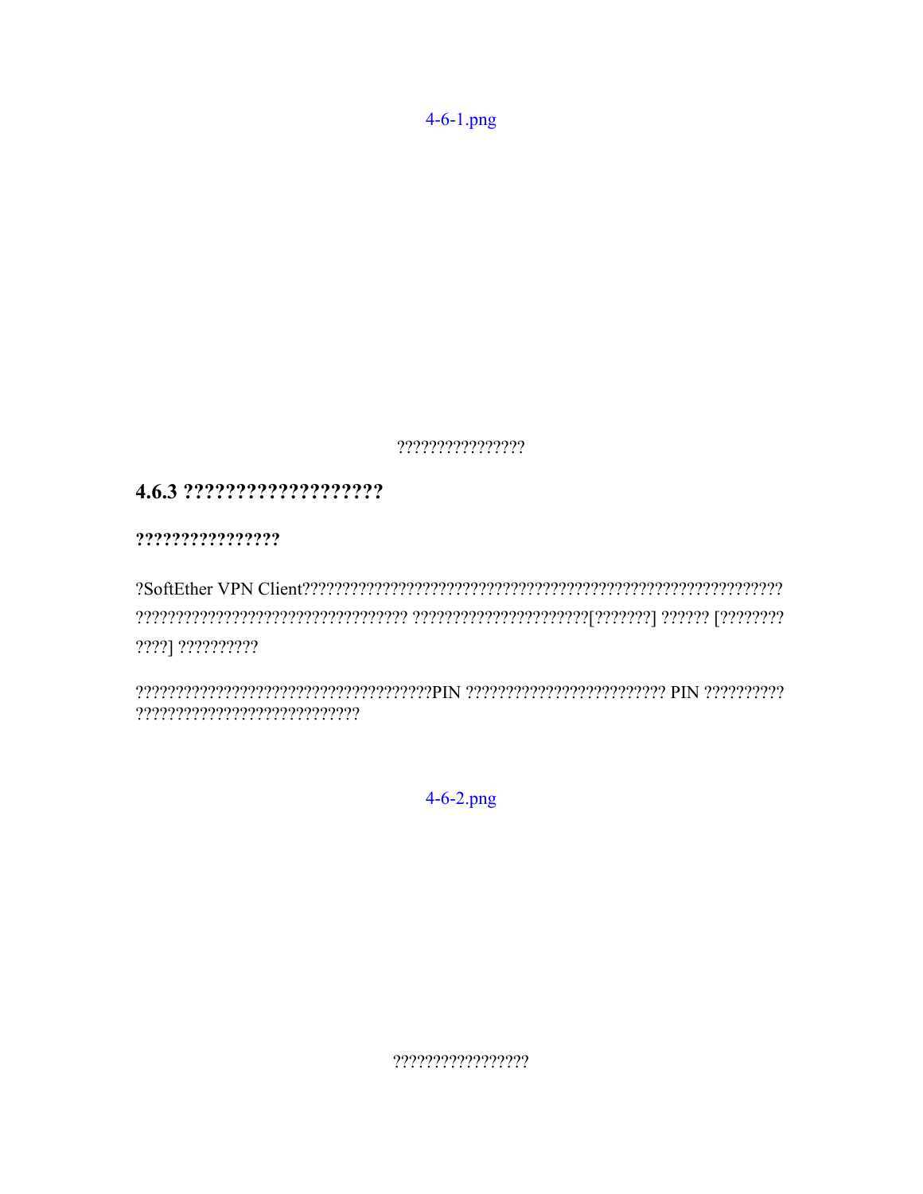4-6-1.png

????????????????

## 4.6.3 ???????????????????

**????????????????**

?SoftEther VPN Client?????????????????????????????????????????????????????????????????????????????????????????????? ?????????????????????[???????] ?????? [????????????] ??????????

?????????????????????????????????????PIN ????????????????????????? PIN ??????????????????????????????????????

4-6-2.png

?????????????????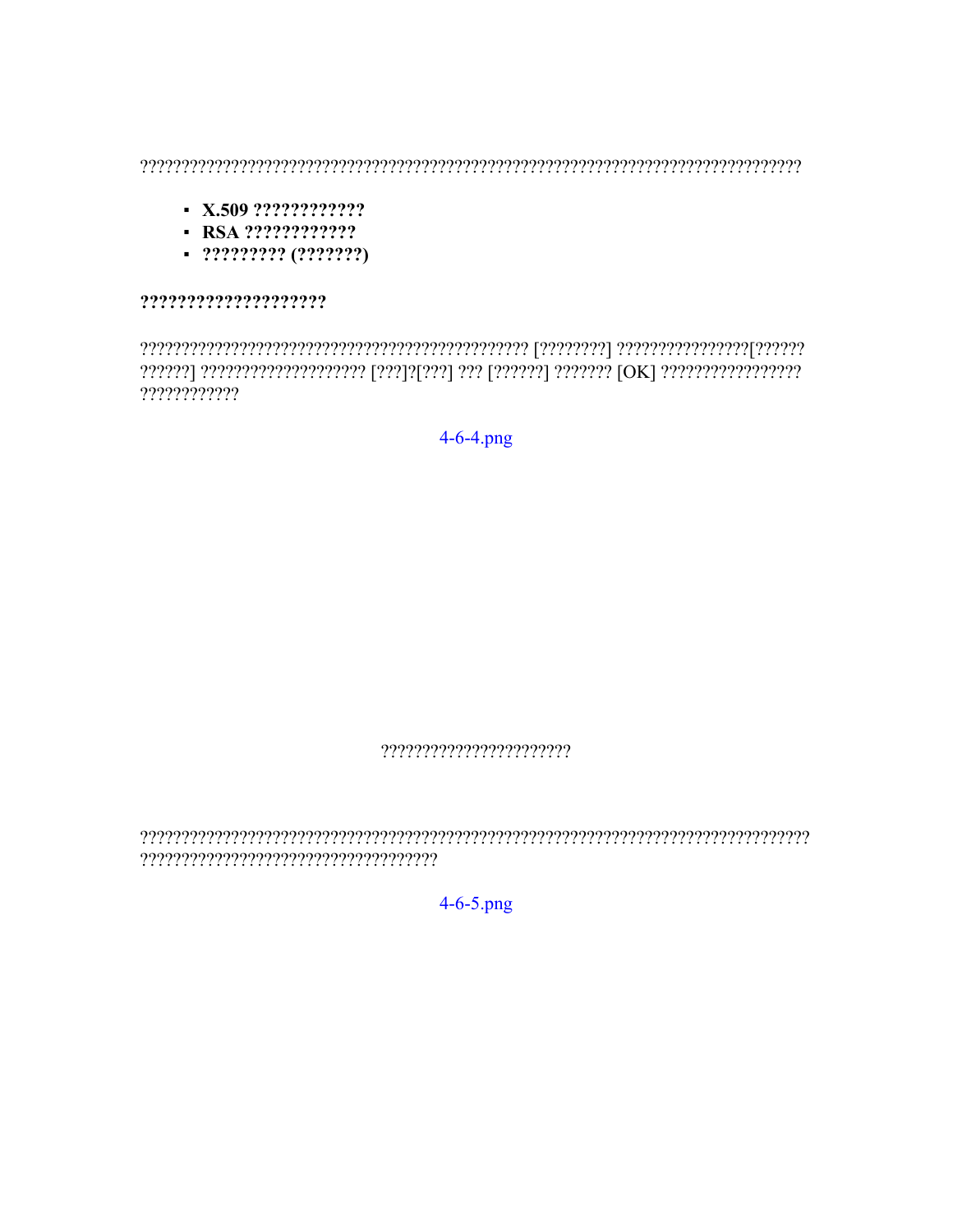????????????????????????????????????????????????????????????????????????????????

- **X.509 ????????????**
- **RSA ????????????**
- **????????? (???????)**

**???????????????????**

?????????????????????????????????????????????? [????????] ???????????????[?????? ??????] ??????????????????? [???]?[???] ??? [??????] ??????? [OK] ???????????????? ???????????

4-6-4.png

??????????????????????

???????????????????????????????????????????????????????????????????????????????? ??????????????????????????????????

4-6-5.png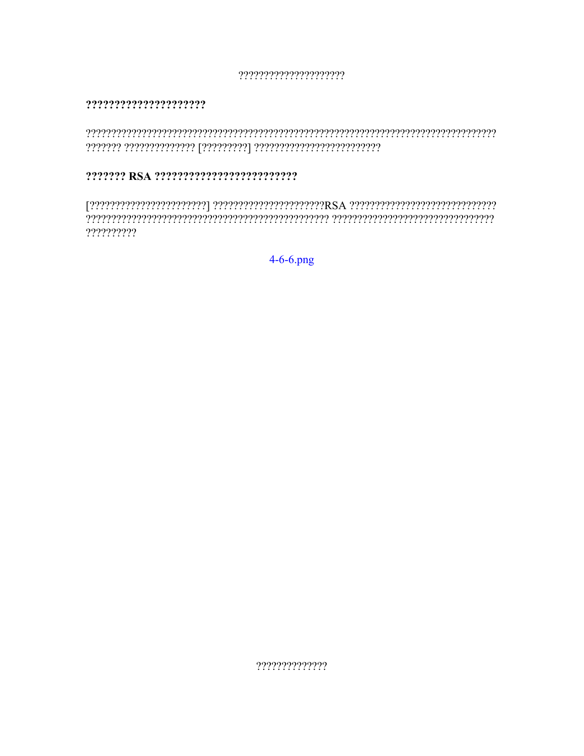## ????????????????????

????????????????????????????????????????????????????????????????????????????????????? ??????? ?????????????? [?????????] ?????????????????????????

## ??????? RSA ?????????????????????????

[???????????????????????] ??????????????????????RSA ?????????????????????????????? ?????????????????????????????????????????????????? ?????????????????????????????????? ??????????

4-6-6.png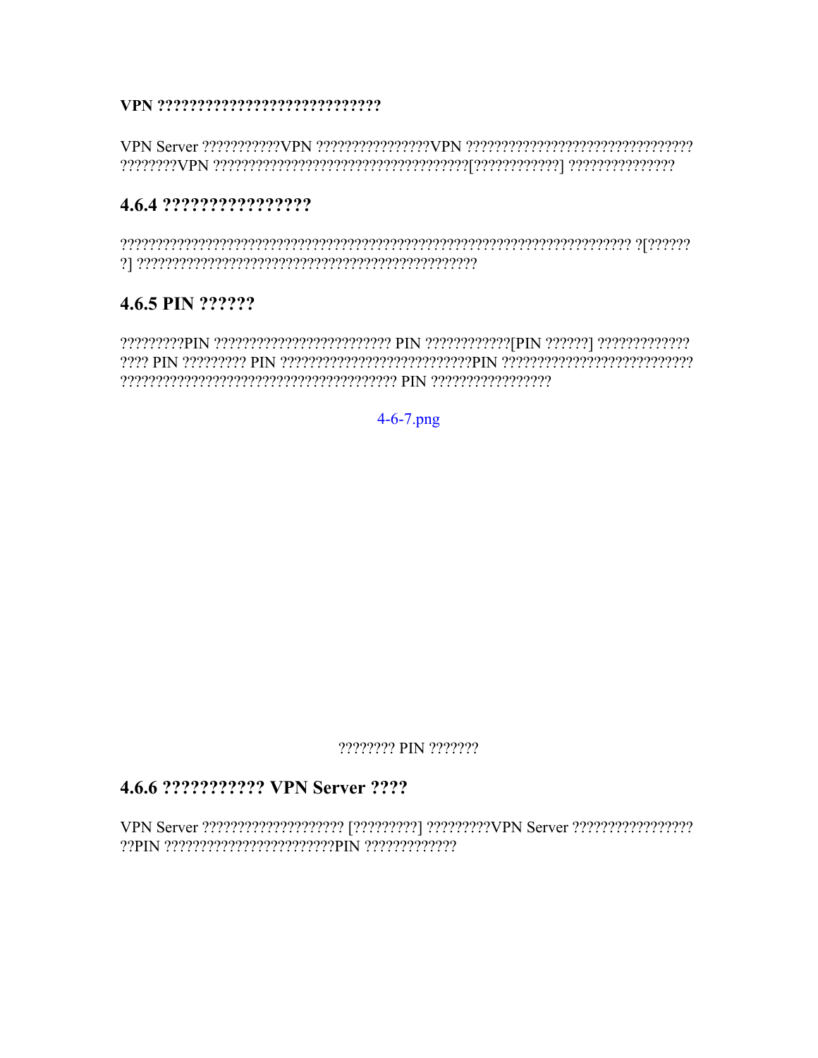**VPN ???????????????????????????**

VPN Server ???????????VPN ????????????????VPN ????????????????????????????????????????VPN ????????????????????????????????????[????????????] ???????????????

## 4.6.4 ????????????????

??????????????????????????????????????????????????????????????????????? ?[???????] ????????????????????????????????????????????????

## 4.6.5 PIN ??????

?????????PIN ?????????????????????????? PIN ????????????[PIN ??????] ?????????????????? PIN ????????? PIN ???????????????????????????PIN ??????????????????????????????????????????????????????????????????? PIN ????????????????

4-6-7.png

???????? PIN ???????

## 4.6.6 ??????????? VPN Server ????

VPN Server ???????????????????? [?????????] ?????????VPN Server ???????????????????PIN ???????????????????????PIN ?????????????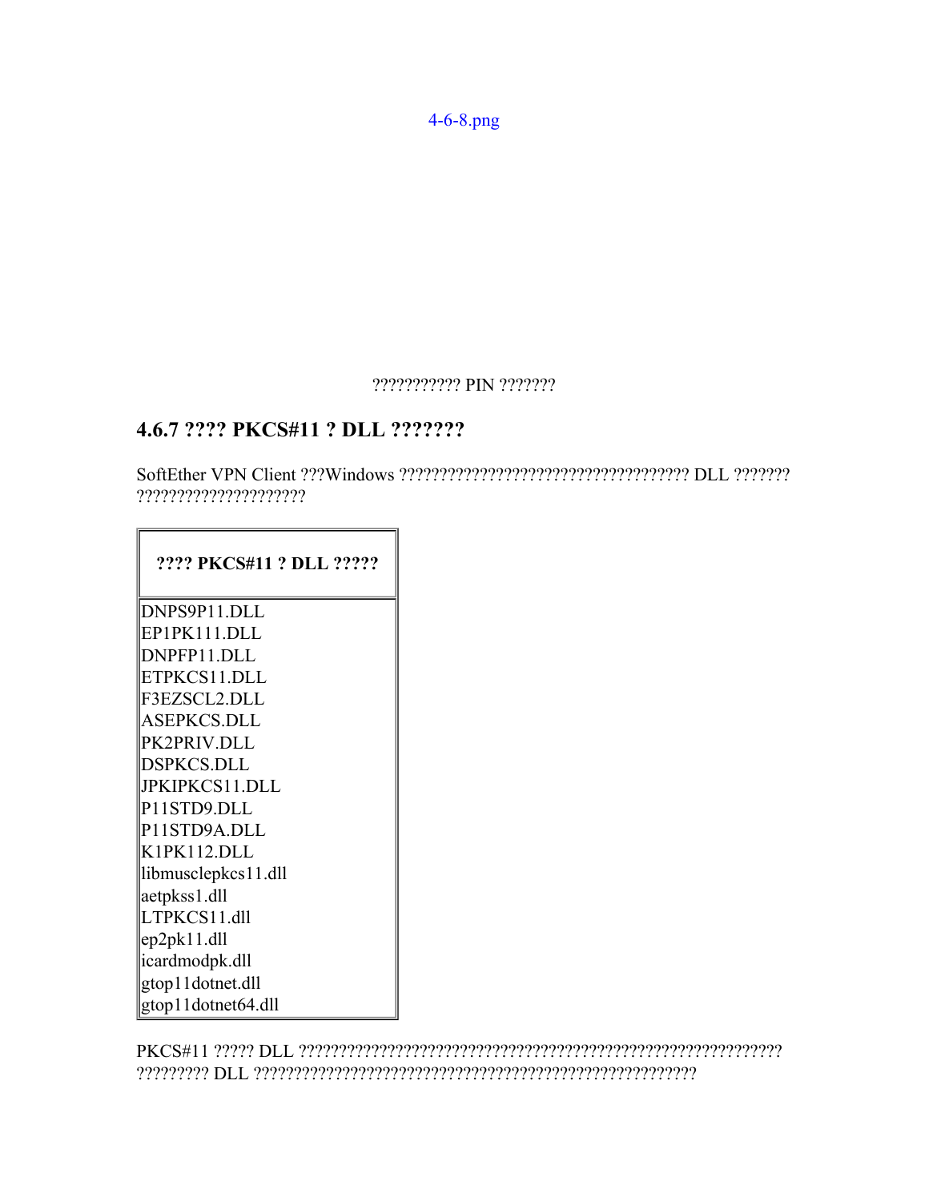4-6-8.png

??????????? PIN ???????

### 4.6.7 ???? PKCS#11 ? DLL ???????

SoftEther VPN Client ???Windows ??????????????????????????????????? DLL ??????? ????????????????????

| ???? PKCS#11 ? DLL ????? |
| --- |
| DNPS9P11.DLL<br>EP1PK111.DLL<br>DNPFP11.DLL<br>ETPKCS11.DLL<br>F3EZSCL2.DLL<br>ASEPKCS.DLL<br>PK2PRIV.DLL<br>DSPKCS.DLL<br>JPKIPKCS11.DLL<br>P11STD9.DLL<br>P11STD9A.DLL<br>K1PK112.DLL<br>libmusclepkcs11.dll<br>aetpkss1.dll<br>LTPKCS11.dll<br>ep2pk11.dll<br>icardmodpk.dll<br>gtop11dotnet.dll<br>gtop11dotnet64.dll |

PKCS#11 ????? DLL ?????????????????????????????????????????????????????????? ????????? DLL ????????????????????????????????????????????????????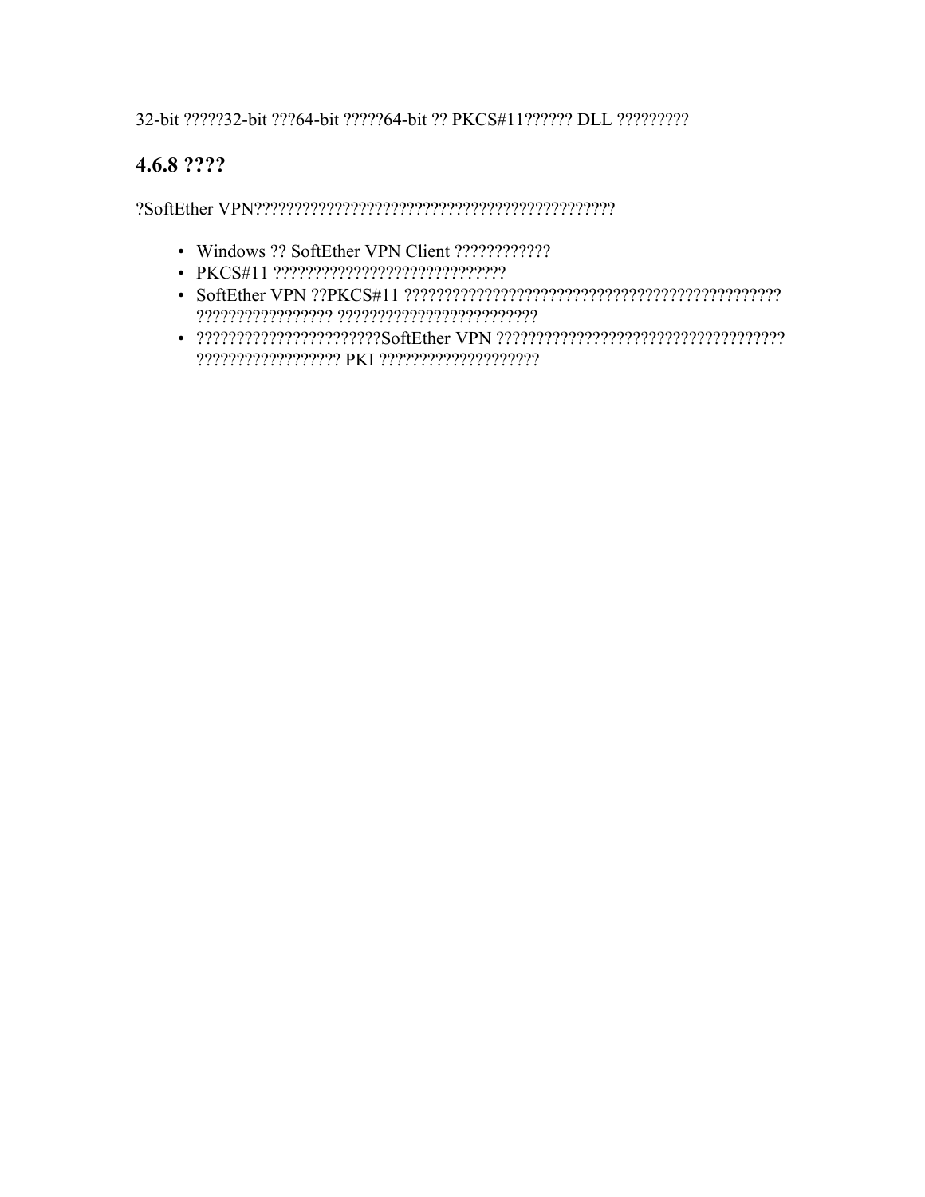32-bit ?????32-bit ???64-bit ?????64-bit ?? PKCS#11?????? DLL ?????????

### 4.6.8 ????

?SoftEther VPN???????????????????????????????????????????????

- Windows ?? SoftEther VPN Client ????????????
- PKCS#11 ?????????????????????????????
- SoftEther VPN ??PKCS#11 ???????????????????????????????????????????????? ????????????????? ?????????????????????????
- ???????????????????????SoftEther VPN ??????????????????????????????????? ?????????????????? PKI ????????????????????